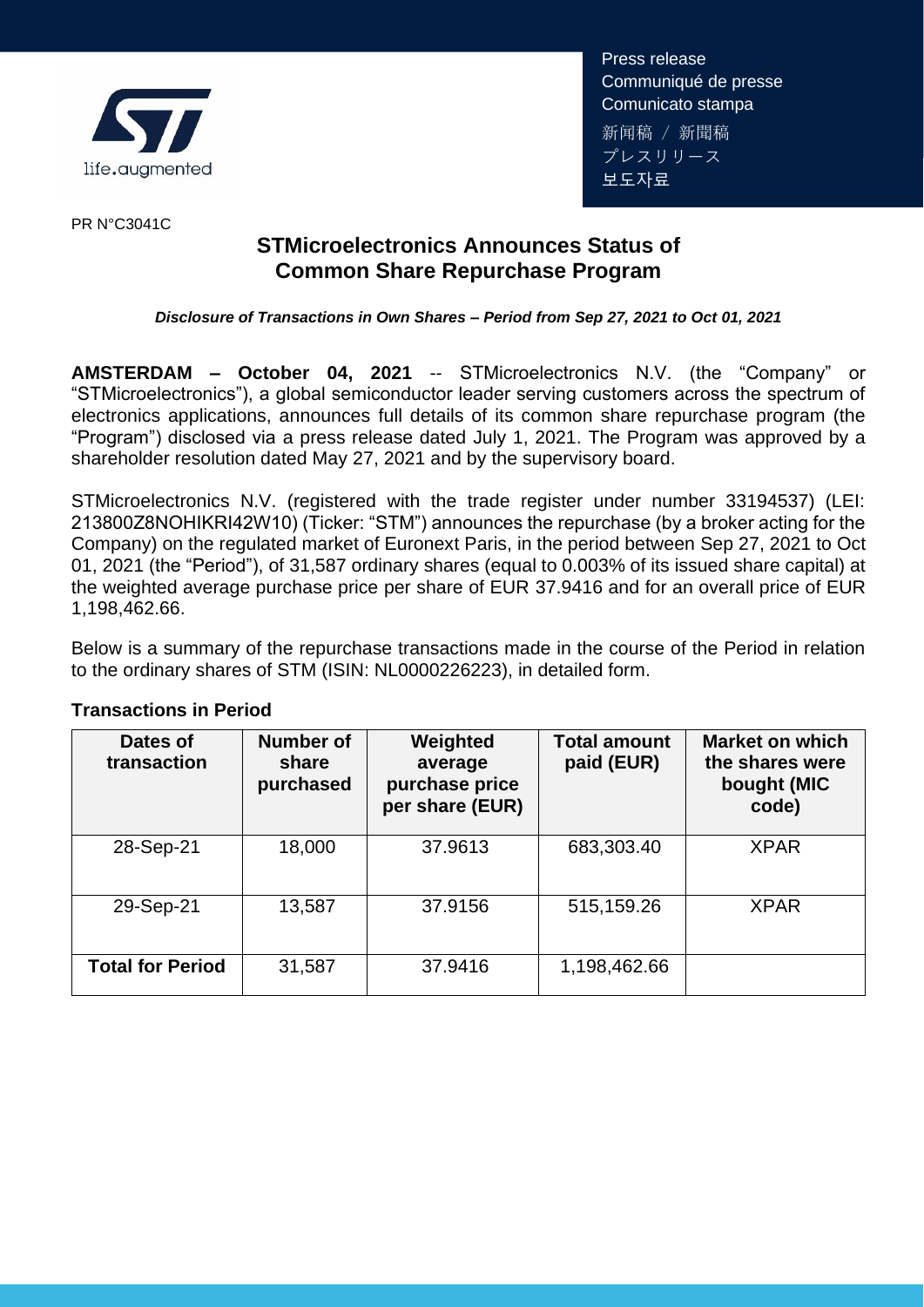Press release
Communiqué de presse
Comunicato stampa
新闻稿 / 新聞稿
プレスリリース
보도자료

PR N°C3041C

# STMicroelectronics Announces Status of Common Share Repurchase Program

***Disclosure of Transactions in Own Shares – Period from Sep 27, 2021 to Oct 01, 2021***

**AMSTERDAM – October 04, 2021** -- STMicroelectronics N.V. (the "Company" or "STMicroelectronics"), a global semiconductor leader serving customers across the spectrum of electronics applications, announces full details of its common share repurchase program (the "Program") disclosed via a press release dated July 1, 2021. The Program was approved by a shareholder resolution dated May 27, 2021 and by the supervisory board.

STMicroelectronics N.V. (registered with the trade register under number 33194537) (LEI: 213800Z8NOHIKRI42W10) (Ticker: "STM") announces the repurchase (by a broker acting for the Company) on the regulated market of Euronext Paris, in the period between Sep 27, 2021 to Oct 01, 2021 (the "Period"), of 31,587 ordinary shares (equal to 0.003% of its issued share capital) at the weighted average purchase price per share of EUR 37.9416 and for an overall price of EUR 1,198,462.66.

Below is a summary of the repurchase transactions made in the course of the Period in relation to the ordinary shares of STM (ISIN: NL0000226223), in detailed form.

**Transactions in Period**

| Dates of transaction | Number of share purchased | Weighted average purchase price per share (EUR) | Total amount paid (EUR) | Market on which the shares were bought (MIC code) |
|---|---|---|---|---|
| 28-Sep-21 | 18,000 | 37.9613 | 683,303.40 | XPAR |
| 29-Sep-21 | 13,587 | 37.9156 | 515,159.26 | XPAR |
| **Total for Period** | 31,587 | 37.9416 | 1,198,462.66 | |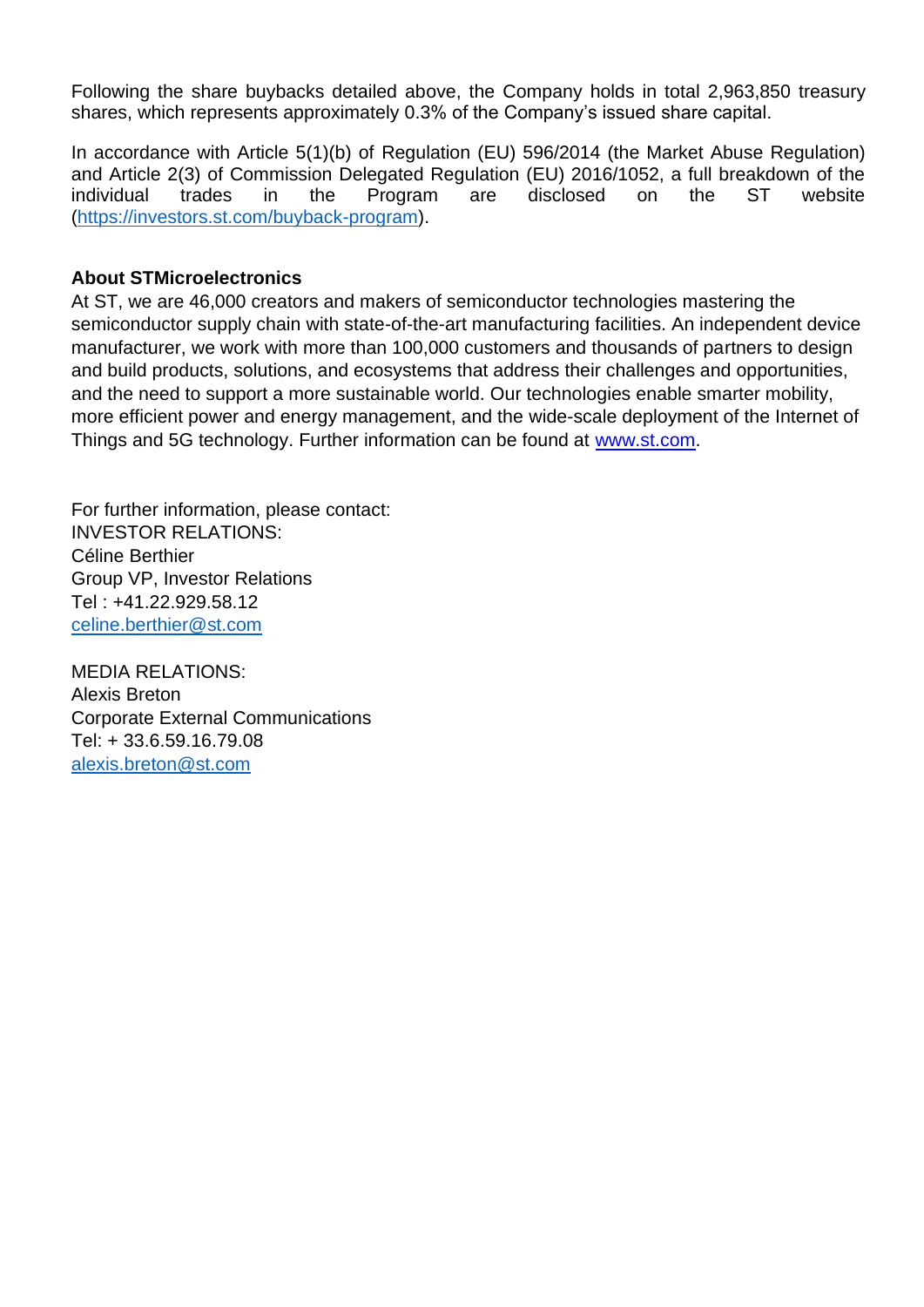Following the share buybacks detailed above, the Company holds in total 2,963,850 treasury shares, which represents approximately 0.3% of the Company's issued share capital.

In accordance with Article 5(1)(b) of Regulation (EU) 596/2014 (the Market Abuse Regulation) and Article 2(3) of Commission Delegated Regulation (EU) 2016/1052, a full breakdown of the individual trades in the Program are disclosed on the ST website (https://investors.st.com/buyback-program).

**About STMicroelectronics**

At ST, we are 46,000 creators and makers of semiconductor technologies mastering the semiconductor supply chain with state-of-the-art manufacturing facilities. An independent device manufacturer, we work with more than 100,000 customers and thousands of partners to design and build products, solutions, and ecosystems that address their challenges and opportunities, and the need to support a more sustainable world. Our technologies enable smarter mobility, more efficient power and energy management, and the wide-scale deployment of the Internet of Things and 5G technology. Further information can be found at www.st.com.

For further information, please contact:
INVESTOR RELATIONS:
Céline Berthier
Group VP, Investor Relations
Tel : +41.22.929.58.12
celine.berthier@st.com

MEDIA RELATIONS:
Alexis Breton
Corporate External Communications
Tel: + 33.6.59.16.79.08
alexis.breton@st.com